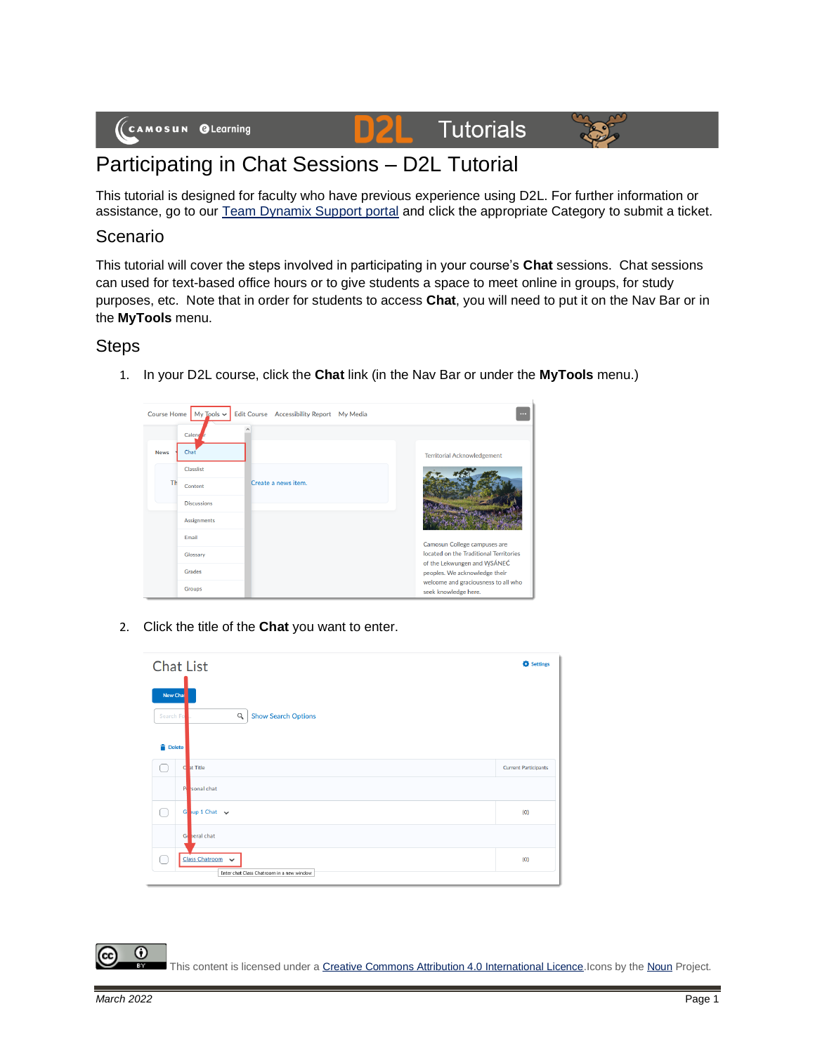# Participating in Chat Sessions – D2L Tutorial

This tutorial is designed for faculty who have previous experience using D2L. For further information or assistance, go to our [Team Dynamix Support portal](#) and click the appropriate Category to submit a ticket.

## Scenario

This tutorial will cover the steps involved in participating in your course's **Chat** sessions. Chat sessions can used for text-based office hours or to give students a space to meet online in groups, for study purposes, etc. Note that in order for students to access **Chat**, you will need to put it on the Nav Bar or in the **MyTools** menu.

## Steps

1. In your D2L course, click the **Chat** link (in the Nav Bar or under the **MyTools** menu.)

2. Click the title of the **Chat** you want to enter.

This content is licensed under a [Creative Commons Attribution 4.0 International Licence](#). Icons by the [Noun](#) Project.

*March 2022*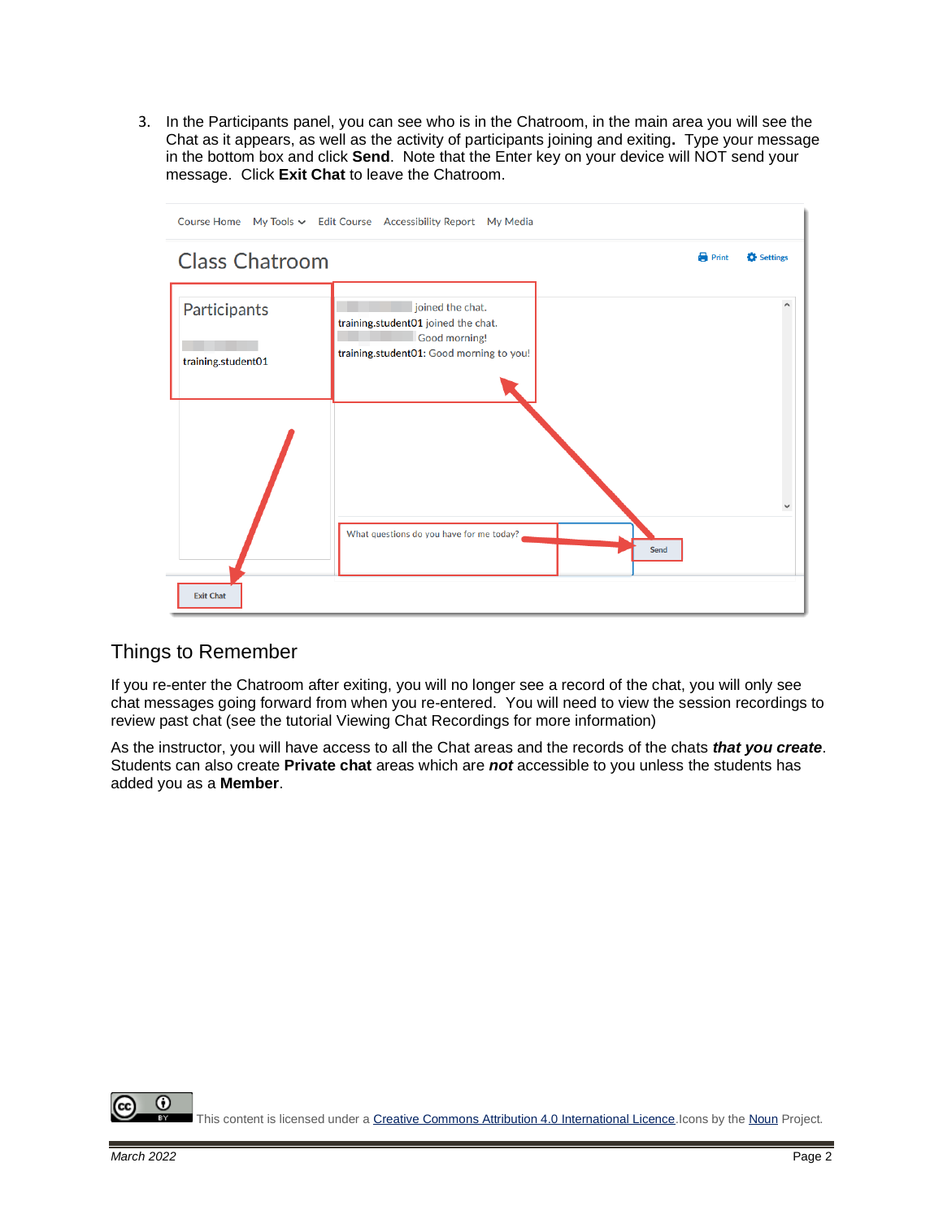3. In the Participants panel, you can see who is in the Chatroom, in the main area you will see the Chat as it appears, as well as the activity of participants joining and exiting**.** Type your message in the bottom box and click **Send**. Note that the Enter key on your device will NOT send your message. Click **Exit Chat** to leave the Chatroom.

## Things to Remember

If you re-enter the Chatroom after exiting, you will no longer see a record of the chat, you will only see chat messages going forward from when you re-entered. You will need to view the session recordings to review past chat (see the tutorial Viewing Chat Recordings for more information)

As the instructor, you will have access to all the Chat areas and the records of the chats ***that you create***. Students can also create **Private chat** areas which are ***not*** accessible to you unless the students has added you as a **Member**.

This content is licensed under a Creative Commons Attribution 4.0 International Licence. Icons by the Noun Project.

*March 2022*